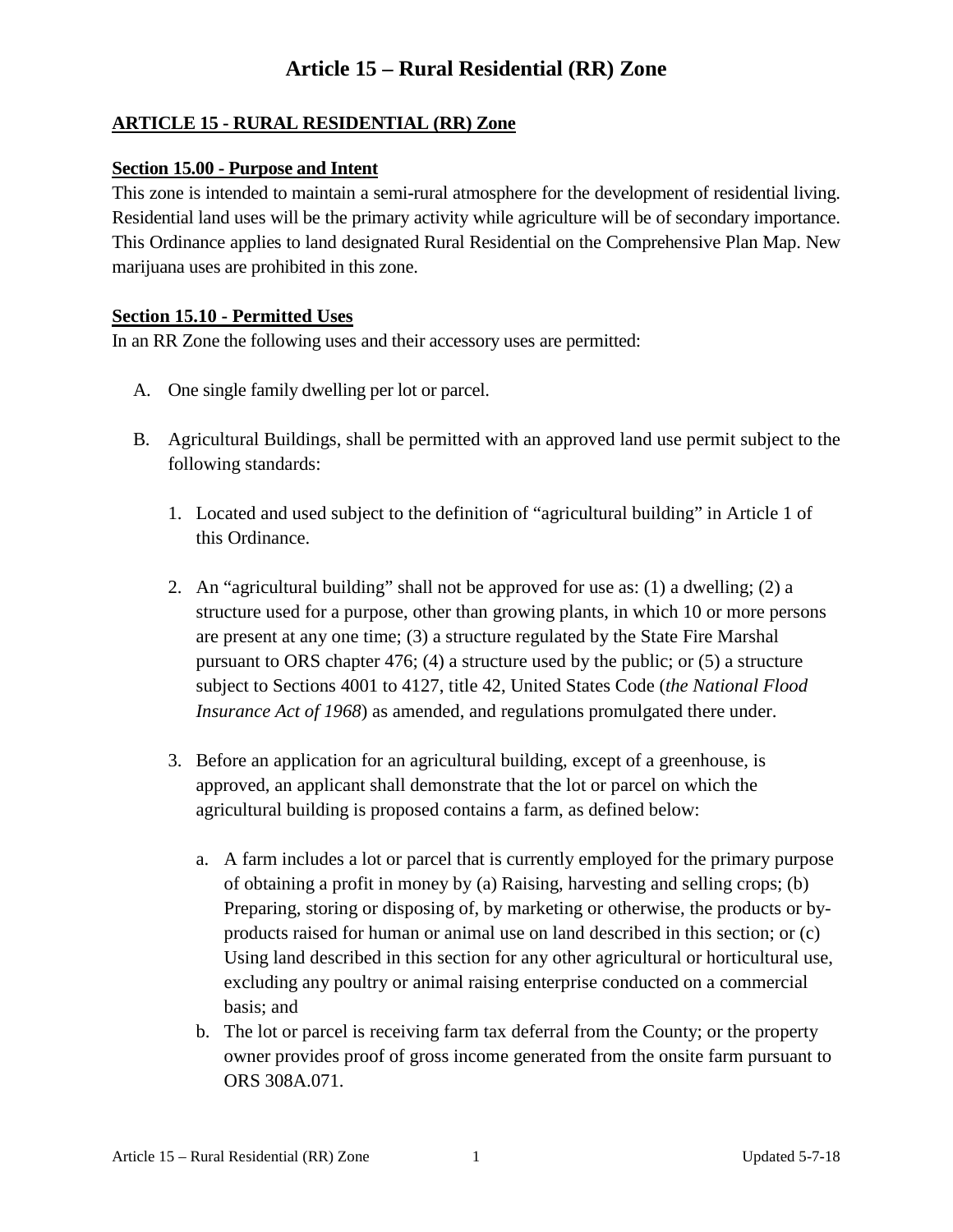# Article 15 – Rural Residential (RR) Zone

## ARTICLE 15 - RURAL RESIDENTIAL (RR) Zone

### Section 15.00 - Purpose and Intent

This zone is intended to maintain a semi-rural atmosphere for the development of residential living. Residential land uses will be the primary activity while agriculture will be of secondary importance. This Ordinance applies to land designated Rural Residential on the Comprehensive Plan Map. New marijuana uses are prohibited in this zone.

### Section 15.10 - Permitted Uses

In an RR Zone the following uses and their accessory uses are permitted:

A. One single family dwelling per lot or parcel.

B. Agricultural Buildings, shall be permitted with an approved land use permit subject to the following standards:

   1. Located and used subject to the definition of "agricultural building" in Article 1 of this Ordinance.

   2. An "agricultural building" shall not be approved for use as: (1) a dwelling; (2) a structure used for a purpose, other than growing plants, in which 10 or more persons are present at any one time; (3) a structure regulated by the State Fire Marshal pursuant to ORS chapter 476; (4) a structure used by the public; or (5) a structure subject to Sections 4001 to 4127, title 42, United States Code (*the National Flood Insurance Act of 1968*) as amended, and regulations promulgated there under.

   3. Before an application for an agricultural building, except of a greenhouse, is approved, an applicant shall demonstrate that the lot or parcel on which the agricultural building is proposed contains a farm, as defined below:

      a. A farm includes a lot or parcel that is currently employed for the primary purpose of obtaining a profit in money by (a) Raising, harvesting and selling crops; (b) Preparing, storing or disposing of, by marketing or otherwise, the products or by-products raised for human or animal use on land described in this section; or (c) Using land described in this section for any other agricultural or horticultural use, excluding any poultry or animal raising enterprise conducted on a commercial basis; and

      b. The lot or parcel is receiving farm tax deferral from the County; or the property owner provides proof of gross income generated from the onsite farm pursuant to ORS 308A.071.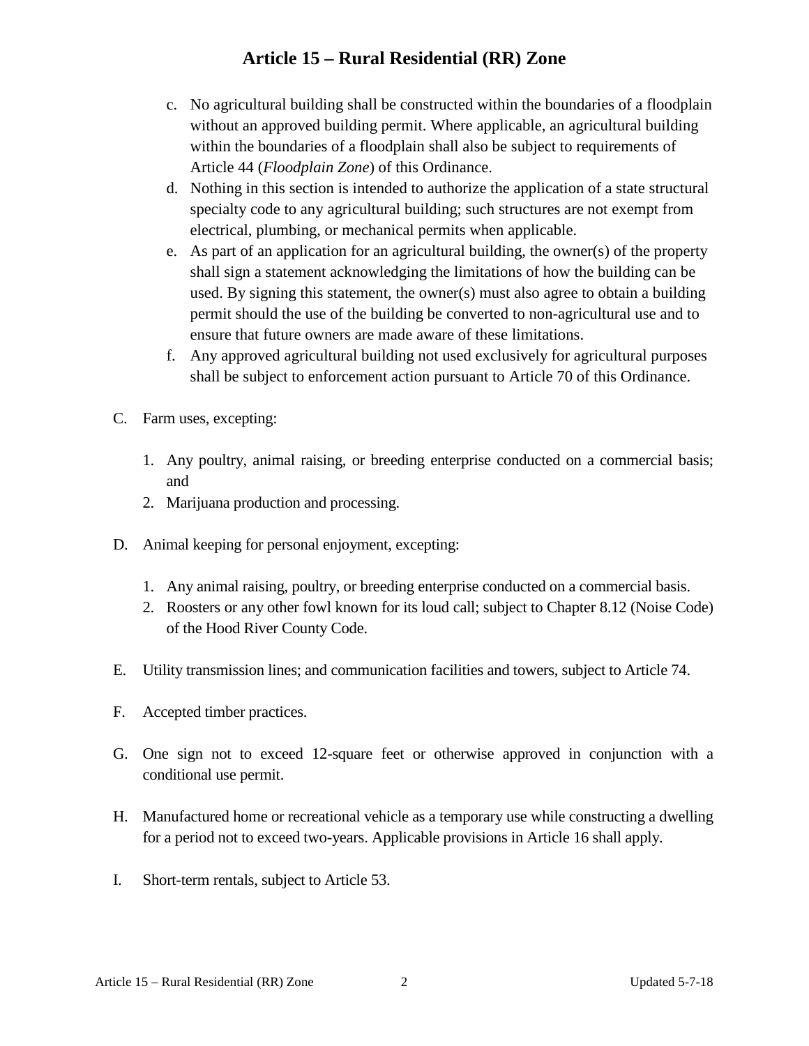c. No agricultural building shall be constructed within the boundaries of a floodplain without an approved building permit. Where applicable, an agricultural building within the boundaries of a floodplain shall also be subject to requirements of Article 44 (*Floodplain Zone*) of this Ordinance.

d. Nothing in this section is intended to authorize the application of a state structural specialty code to any agricultural building; such structures are not exempt from electrical, plumbing, or mechanical permits when applicable.

e. As part of an application for an agricultural building, the owner(s) of the property shall sign a statement acknowledging the limitations of how the building can be used. By signing this statement, the owner(s) must also agree to obtain a building permit should the use of the building be converted to non-agricultural use and to ensure that future owners are made aware of these limitations.

f. Any approved agricultural building not used exclusively for agricultural purposes shall be subject to enforcement action pursuant to Article 70 of this Ordinance.

C. Farm uses, excepting:

1. Any poultry, animal raising, or breeding enterprise conducted on a commercial basis; and
2. Marijuana production and processing.

D. Animal keeping for personal enjoyment, excepting:

1. Any animal raising, poultry, or breeding enterprise conducted on a commercial basis.
2. Roosters or any other fowl known for its loud call; subject to Chapter 8.12 (Noise Code) of the Hood River County Code.

E. Utility transmission lines; and communication facilities and towers, subject to Article 74.

F. Accepted timber practices.

G. One sign not to exceed 12-square feet or otherwise approved in conjunction with a conditional use permit.

H. Manufactured home or recreational vehicle as a temporary use while constructing a dwelling for a period not to exceed two-years. Applicable provisions in Article 16 shall apply.

I. Short-term rentals, subject to Article 53.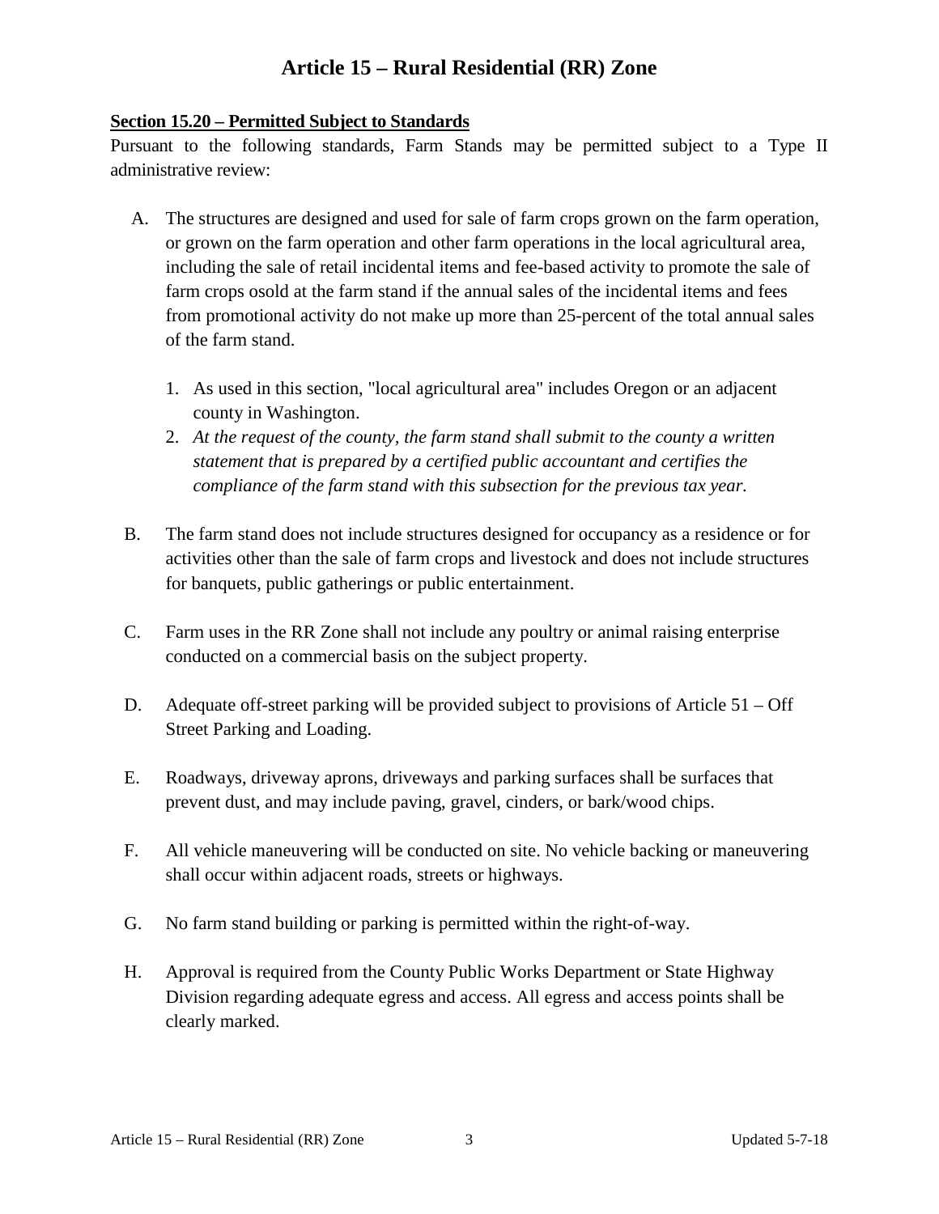# Article 15 – Rural Residential (RR) Zone

**Section 15.20 – Permitted Subject to Standards**

Pursuant to the following standards, Farm Stands may be permitted subject to a Type II administrative review:

A. The structures are designed and used for sale of farm crops grown on the farm operation, or grown on the farm operation and other farm operations in the local agricultural area, including the sale of retail incidental items and fee-based activity to promote the sale of farm crops osold at the farm stand if the annual sales of the incidental items and fees from promotional activity do not make up more than 25-percent of the total annual sales of the farm stand.

   1. As used in this section, "local agricultural area" includes Oregon or an adjacent county in Washington.
   2. *At the request of the county, the farm stand shall submit to the county a written statement that is prepared by a certified public accountant and certifies the compliance of the farm stand with this subsection for the previous tax year.*

B. The farm stand does not include structures designed for occupancy as a residence or for activities other than the sale of farm crops and livestock and does not include structures for banquets, public gatherings or public entertainment.

C. Farm uses in the RR Zone shall not include any poultry or animal raising enterprise conducted on a commercial basis on the subject property.

D. Adequate off-street parking will be provided subject to provisions of Article 51 – Off Street Parking and Loading.

E. Roadways, driveway aprons, driveways and parking surfaces shall be surfaces that prevent dust, and may include paving, gravel, cinders, or bark/wood chips.

F. All vehicle maneuvering will be conducted on site. No vehicle backing or maneuvering shall occur within adjacent roads, streets or highways.

G. No farm stand building or parking is permitted within the right-of-way.

H. Approval is required from the County Public Works Department or State Highway Division regarding adequate egress and access. All egress and access points shall be clearly marked.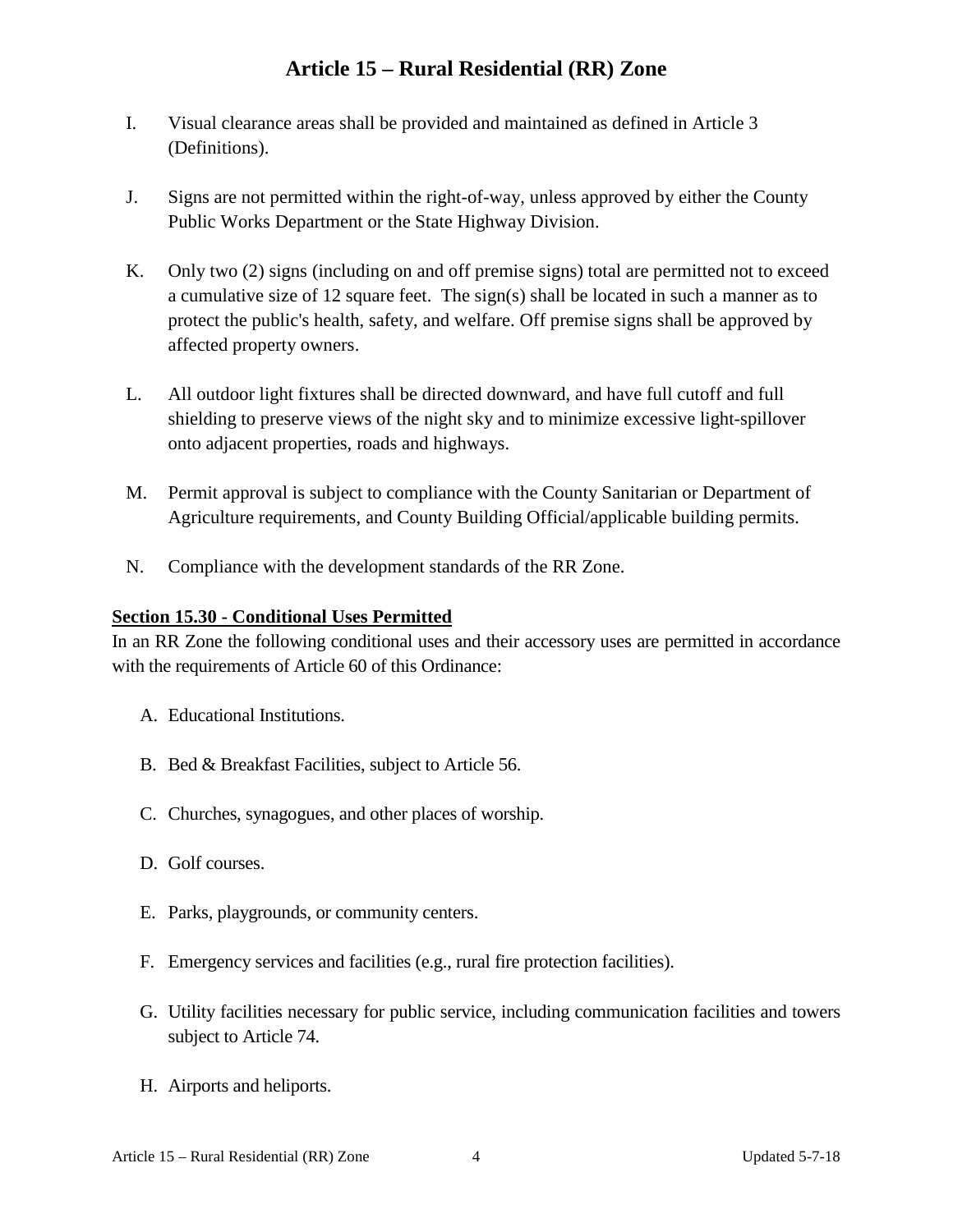I. Visual clearance areas shall be provided and maintained as defined in Article 3 (Definitions).

J. Signs are not permitted within the right-of-way, unless approved by either the County Public Works Department or the State Highway Division.

K. Only two (2) signs (including on and off premise signs) total are permitted not to exceed a cumulative size of 12 square feet. The sign(s) shall be located in such a manner as to protect the public's health, safety, and welfare. Off premise signs shall be approved by affected property owners.

L. All outdoor light fixtures shall be directed downward, and have full cutoff and full shielding to preserve views of the night sky and to minimize excessive light-spillover onto adjacent properties, roads and highways.

M. Permit approval is subject to compliance with the County Sanitarian or Department of Agriculture requirements, and County Building Official/applicable building permits.

N. Compliance with the development standards of the RR Zone.

**Section 15.30 - Conditional Uses Permitted**

In an RR Zone the following conditional uses and their accessory uses are permitted in accordance with the requirements of Article 60 of this Ordinance:

A. Educational Institutions.

B. Bed & Breakfast Facilities, subject to Article 56.

C. Churches, synagogues, and other places of worship.

D. Golf courses.

E. Parks, playgrounds, or community centers.

F. Emergency services and facilities (e.g., rural fire protection facilities).

G. Utility facilities necessary for public service, including communication facilities and towers subject to Article 74.

H. Airports and heliports.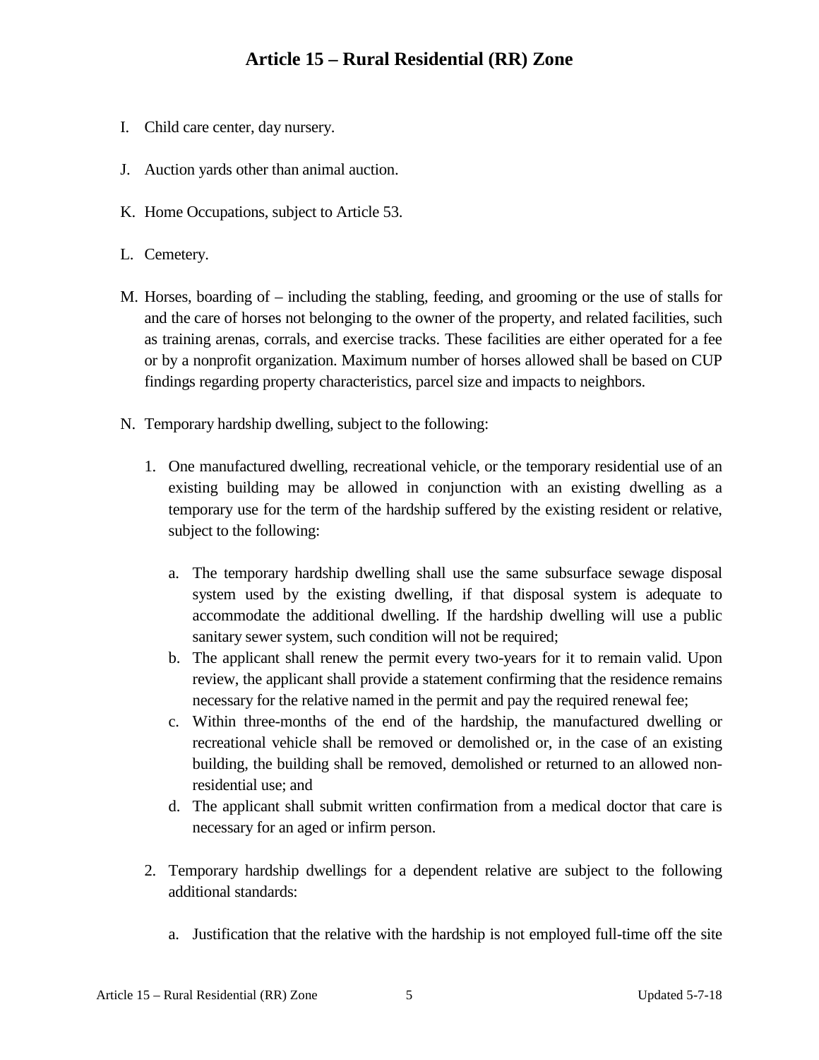I. Child care center, day nursery.

J. Auction yards other than animal auction.

K. Home Occupations, subject to Article 53.

L. Cemetery.

M. Horses, boarding of – including the stabling, feeding, and grooming or the use of stalls for and the care of horses not belonging to the owner of the property, and related facilities, such as training arenas, corrals, and exercise tracks. These facilities are either operated for a fee or by a nonprofit organization. Maximum number of horses allowed shall be based on CUP findings regarding property characteristics, parcel size and impacts to neighbors.

N. Temporary hardship dwelling, subject to the following:

   1. One manufactured dwelling, recreational vehicle, or the temporary residential use of an existing building may be allowed in conjunction with an existing dwelling as a temporary use for the term of the hardship suffered by the existing resident or relative, subject to the following:

      a. The temporary hardship dwelling shall use the same subsurface sewage disposal system used by the existing dwelling, if that disposal system is adequate to accommodate the additional dwelling. If the hardship dwelling will use a public sanitary sewer system, such condition will not be required;
      b. The applicant shall renew the permit every two-years for it to remain valid. Upon review, the applicant shall provide a statement confirming that the residence remains necessary for the relative named in the permit and pay the required renewal fee;
      c. Within three-months of the end of the hardship, the manufactured dwelling or recreational vehicle shall be removed or demolished or, in the case of an existing building, the building shall be removed, demolished or returned to an allowed non-residential use; and
      d. The applicant shall submit written confirmation from a medical doctor that care is necessary for an aged or infirm person.

   2. Temporary hardship dwellings for a dependent relative are subject to the following additional standards:

      a. Justification that the relative with the hardship is not employed full-time off the site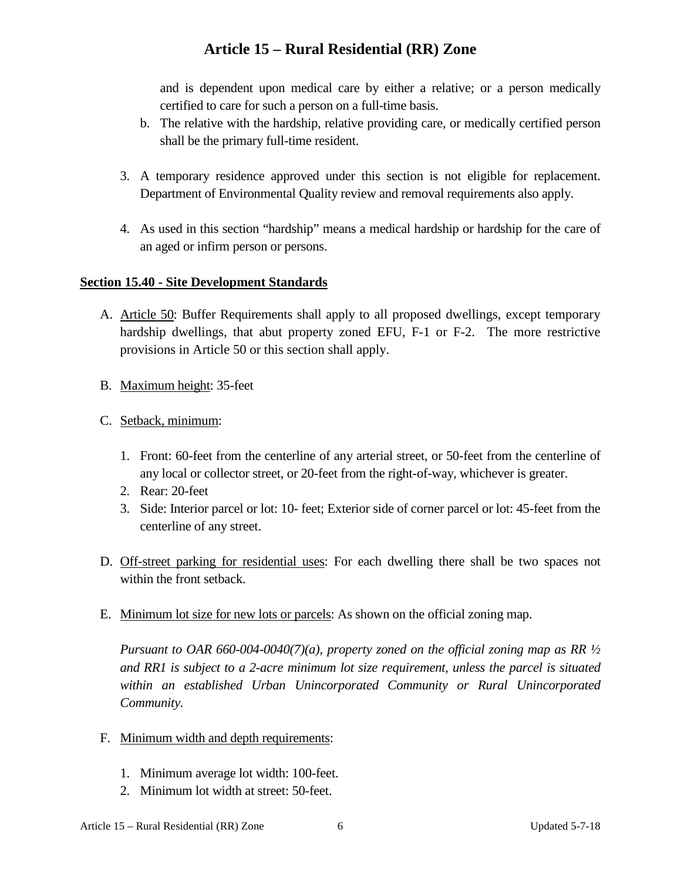and is dependent upon medical care by either a relative; or a person medically certified to care for such a person on a full-time basis.

b. The relative with the hardship, relative providing care, or medically certified person shall be the primary full-time resident.

3. A temporary residence approved under this section is not eligible for replacement. Department of Environmental Quality review and removal requirements also apply.

4. As used in this section "hardship" means a medical hardship or hardship for the care of an aged or infirm person or persons.

**Section 15.40 - Site Development Standards**

A. Article 50: Buffer Requirements shall apply to all proposed dwellings, except temporary hardship dwellings, that abut property zoned EFU, F-1 or F-2. The more restrictive provisions in Article 50 or this section shall apply.

B. Maximum height: 35-feet

C. Setback, minimum:

   1. Front: 60-feet from the centerline of any arterial street, or 50-feet from the centerline of any local or collector street, or 20-feet from the right-of-way, whichever is greater.
   2. Rear: 20-feet
   3. Side: Interior parcel or lot: 10- feet; Exterior side of corner parcel or lot: 45-feet from the centerline of any street.

D. Off-street parking for residential uses: For each dwelling there shall be two spaces not within the front setback.

E. Minimum lot size for new lots or parcels: As shown on the official zoning map.

   *Pursuant to OAR 660-004-0040(7)(a), property zoned on the official zoning map as RR ½ and RR1 is subject to a 2-acre minimum lot size requirement, unless the parcel is situated within an established Urban Unincorporated Community or Rural Unincorporated Community.*

F. Minimum width and depth requirements:

   1. Minimum average lot width: 100-feet.
   2. Minimum lot width at street: 50-feet.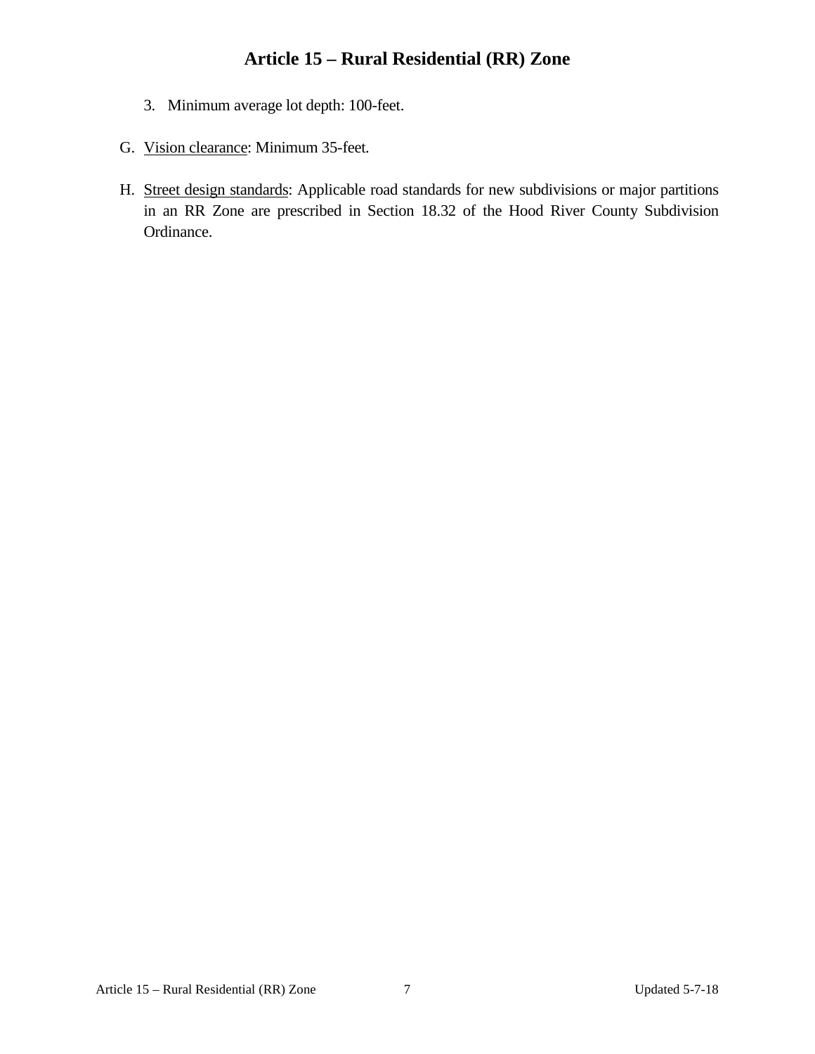3. Minimum average lot depth: 100-feet.

G. Vision clearance: Minimum 35-feet.

H. Street design standards: Applicable road standards for new subdivisions or major partitions in an RR Zone are prescribed in Section 18.32 of the Hood River County Subdivision Ordinance.